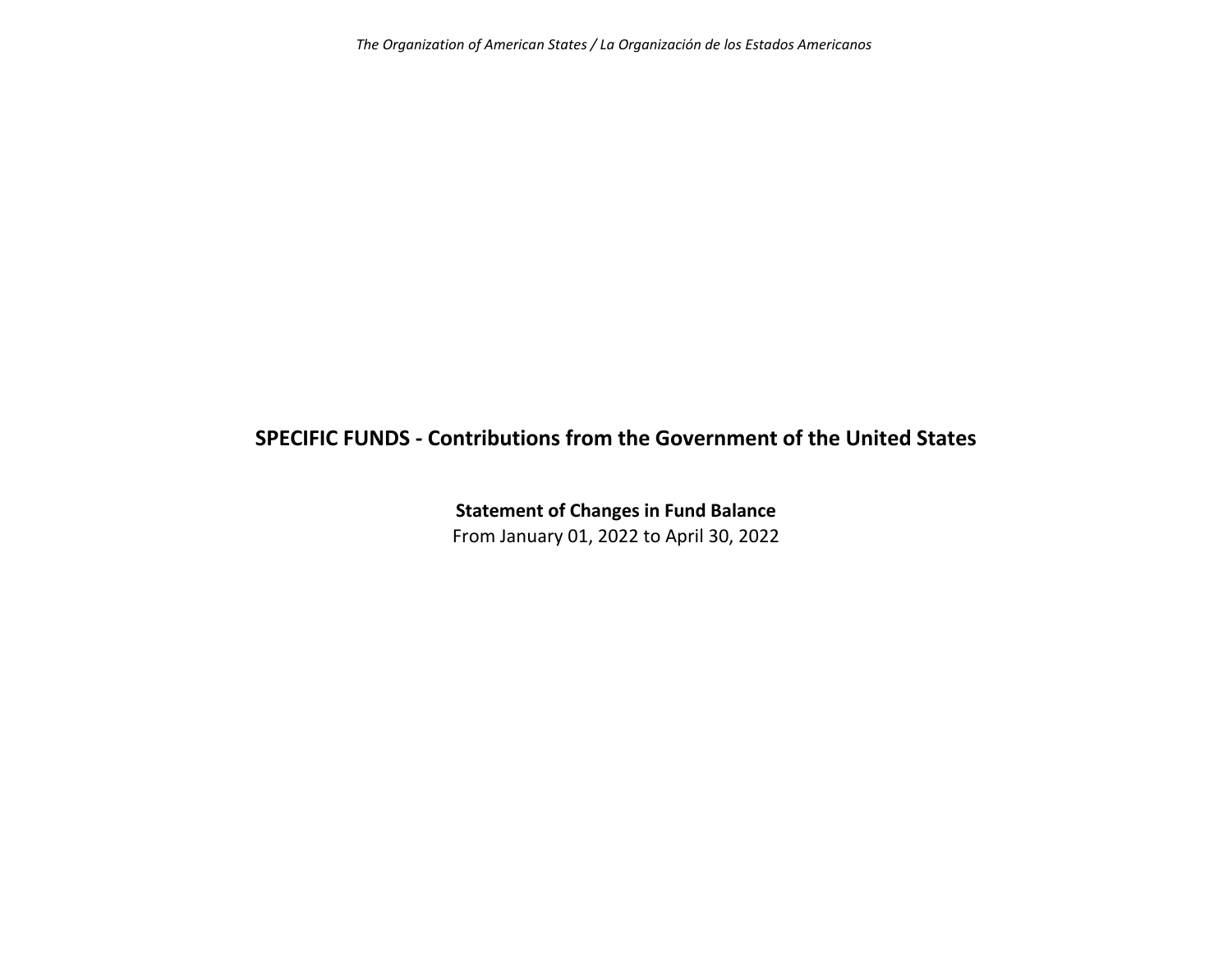# SPECIFIC FUNDS - Contributions from the Government of the United States

## Statement of Changes in Fund Balance

From January 01, 2022 to April 30, 2022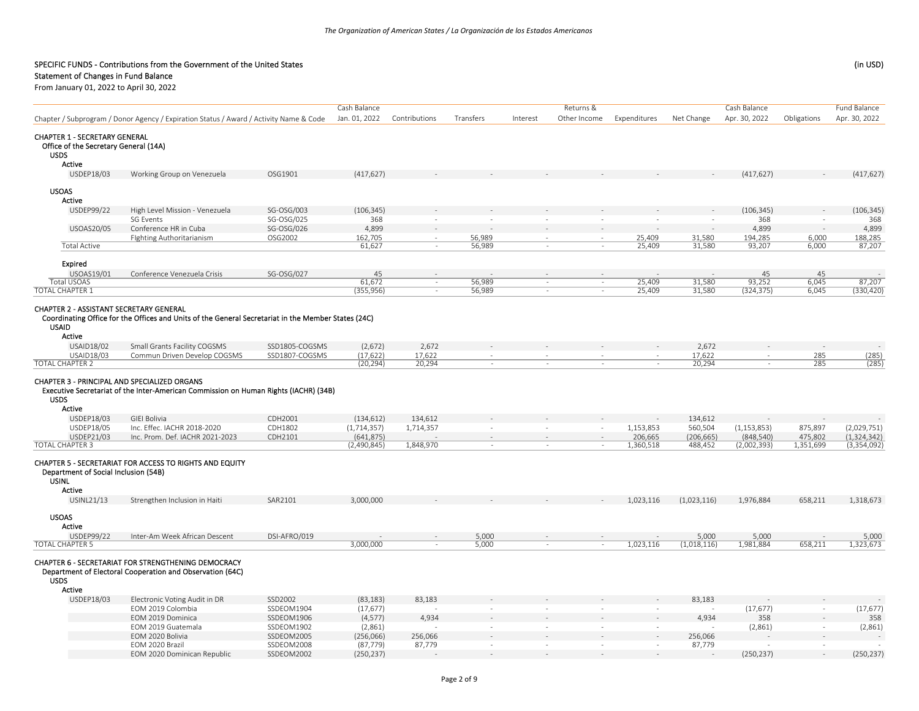SPECIFIC FUNDS - Contributions from the Government of the United States

Statement of Changes in Fund Balance

From January 01, 2022 to April 30, 2022

(in USD)

| Chapter / Subprogram / Donor Agency / Expiration Status / Award / Activity Name & Code | | | Cash Balance Jan. 01, 2022 | Contributions | Transfers | Interest | Returns & Other Income | Expenditures | Net Change | Cash Balance Apr. 30, 2022 | Obligations | Fund Balance Apr. 30, 2022 |
|---|---|---|---|---|---|---|---|---|---|---|---|---|
| **CHAPTER 1 - SECRETARY GENERAL** | | | | | | | | | | | | |
| Office of the Secretary General (14A) | | | | | | | | | | | | |
| USDS | | | | | | | | | | | | |
| Active | | | | | | | | | | | | |
| USDEP18/03 | Working Group on Venezuela | OSG1901 | (417,627) | - | - | - | - | - | - | (417,627) | - | (417,627) |
| USOAS | | | | | | | | | | | | |
| Active | | | | | | | | | | | | |
| USDEP99/22 | High Level Mission - Venezuela | SG-OSG/003 | (106,345) | - | - | - | - | - | - | (106,345) | - | (106,345) |
| | SG Events | SG-OSG/025 | 368 | - | - | - | - | - | - | 368 | - | 368 |
| USOAS20/05 | Conference HR in Cuba | SG-OSG/026 | 4,899 | - | - | - | - | - | - | 4,899 | - | 4,899 |
| | FIghting Authoritarianism | OSG2002 | 162,705 | - | 56,989 | - | - | 25,409 | 31,580 | 194,285 | 6,000 | 188,285 |
| Total Active | | | 61,627 | - | 56,989 | - | - | 25,409 | 31,580 | 93,207 | 6,000 | 87,207 |
| Expired | | | | | | | | | | | | |
| USOAS19/01 | Conference Venezuela Crisis | SG-OSG/027 | 45 | - | - | - | - | - | - | 45 | 45 | - |
| Total USOAS | | | 61,672 | - | 56,989 | - | - | 25,409 | 31,580 | 93,252 | 6,045 | 87,207 |
| TOTAL CHAPTER 1 | | | (355,956) | - | 56,989 | - | - | 25,409 | 31,580 | (324,375) | 6,045 | (330,420) |
| **CHAPTER 2 - ASSISTANT SECRETARY GENERAL** | | | | | | | | | | | | |
| Coordinating Office for the Offices and Units of the General Secretariat in the Member States (24C) | | | | | | | | | | | | |
| USAID | | | | | | | | | | | | |
| Active | | | | | | | | | | | | |
| USAID18/02 | Small Grants Facility COGSMS | SSD1805-COGSMS | (2,672) | 2,672 | - | - | - | - | 2,672 | - | - | - |
| USAID18/03 | Commun Driven Develop COGSMS | SSD1807-COGSMS | (17,622) | 17,622 | - | - | - | - | 17,622 | - | 285 | (285) |
| TOTAL CHAPTER 2 | | | (20,294) | 20,294 | - | - | - | - | 20,294 | - | 285 | (285) |
| **CHAPTER 3 - PRINCIPAL AND SPECIALIZED ORGANS** | | | | | | | | | | | | |
| Executive Secretariat of the Inter-American Commission on Human Rights (IACHR) (34B) | | | | | | | | | | | | |
| USDS | | | | | | | | | | | | |
| Active | | | | | | | | | | | | |
| USDEP18/03 | GIEI Bolivia | CDH2001 | (134,612) | 134,612 | - | - | - | - | 134,612 | - | - | - |
| USDEP18/05 | Inc. Effec. IACHR 2018-2020 | CDH1802 | (1,714,357) | 1,714,357 | - | - | - | 1,153,853 | 560,504 | (1,153,853) | 875,897 | (2,029,751) |
| USDEP21/03 | Inc. Prom. Def. IACHR 2021-2023 | CDH2101 | (641,875) | - | - | - | - | 206,665 | (206,665) | (848,540) | 475,802 | (1,324,342) |
| TOTAL CHAPTER 3 | | | (2,490,845) | 1,848,970 | - | - | - | 1,360,518 | 488,452 | (2,002,393) | 1,351,699 | (3,354,092) |
| **CHAPTER 5 - SECRETARIAT FOR ACCESS TO RIGHTS AND EQUITY** | | | | | | | | | | | | |
| Department of Social Inclusion (54B) | | | | | | | | | | | | |
| USINL | | | | | | | | | | | | |
| Active | | | | | | | | | | | | |
| USINL21/13 | Strengthen Inclusion in Haiti | SAR2101 | 3,000,000 | - | - | - | - | 1,023,116 | (1,023,116) | 1,976,884 | 658,211 | 1,318,673 |
| USOAS | | | | | | | | | | | | |
| Active | | | | | | | | | | | | |
| USDEP99/22 | Inter-Am Week African Descent | DSI-AFRO/019 | - | - | 5,000 | - | - | - | 5,000 | 5,000 | - | 5,000 |
| TOTAL CHAPTER 5 | | | 3,000,000 | - | 5,000 | - | - | 1,023,116 | (1,018,116) | 1,981,884 | 658,211 | 1,323,673 |
| **CHAPTER 6 - SECRETARIAT FOR STRENGTHENING DEMOCRACY** | | | | | | | | | | | | |
| Department of Electoral Cooperation and Observation (64C) | | | | | | | | | | | | |
| USDS | | | | | | | | | | | | |
| Active | | | | | | | | | | | | |
| USDEP18/03 | Electronic Voting Audit in DR | SSD2002 | (83,183) | 83,183 | - | - | - | - | 83,183 | - | - | - |
| | EOM 2019 Colombia | SSDEOM1904 | (17,677) | - | - | - | - | - | - | (17,677) | - | (17,677) |
| | EOM 2019 Dominica | SSDEOM1906 | (4,577) | 4,934 | - | - | - | - | 4,934 | 358 | - | 358 |
| | EOM 2019 Guatemala | SSDEOM1902 | (2,861) | - | - | - | - | - | - | (2,861) | - | (2,861) |
| | EOM 2020 Bolivia | SSDEOM2005 | (256,066) | 256,066 | - | - | - | - | 256,066 | - | - | - |
| | EOM 2020 Brazil | SSDEOM2008 | (87,779) | 87,779 | - | - | - | - | 87,779 | - | - | - |
| | EOM 2020 Dominican Republic | SSDEOM2002 | (250,237) | - | - | - | - | - | - | (250,237) | - | (250,237) |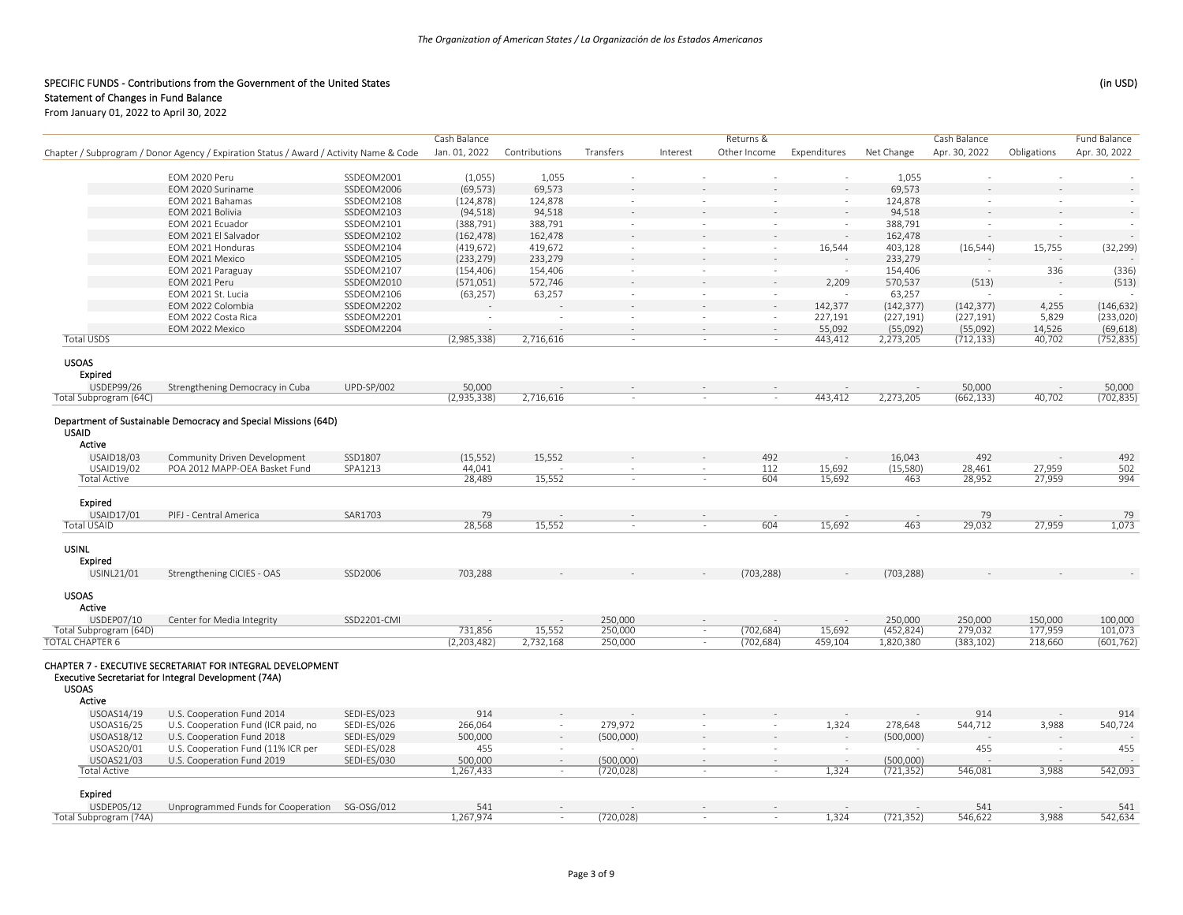## SPECIFIC FUNDS - Contributions from the Government of the United States

(in USD)

### Statement of Changes in Fund Balance

From January 01, 2022 to April 30, 2022

| Chapter / Subprogram / Donor Agency / Expiration Status / Award / Activity Name & Code | | | Cash Balance Jan. 01, 2022 | Contributions | Transfers | Interest | Returns & Other Income | Expenditures | Net Change | Cash Balance Apr. 30, 2022 | Obligations | Fund Balance Apr. 30, 2022 |
|---|---|---|---|---|---|---|---|---|---|---|---|---|
| | EOM 2020 Peru | SSDEOM2001 | (1,055) | 1,055 | - | - | - | - | 1,055 | - | - | - |
| | EOM 2020 Suriname | SSDEOM2006 | (69,573) | 69,573 | - | - | - | - | 69,573 | - | - | - |
| | EOM 2021 Bahamas | SSDEOM2108 | (124,878) | 124,878 | - | - | - | - | 124,878 | - | - | - |
| | EOM 2021 Bolivia | SSDEOM2103 | (94,518) | 94,518 | - | - | - | - | 94,518 | - | - | - |
| | EOM 2021 Ecuador | SSDEOM2101 | (388,791) | 388,791 | - | - | - | - | 388,791 | - | - | - |
| | EOM 2021 El Salvador | SSDEOM2102 | (162,478) | 162,478 | - | - | - | - | 162,478 | - | - | - |
| | EOM 2021 Honduras | SSDEOM2104 | (419,672) | 419,672 | - | - | - | 16,544 | 403,128 | (16,544) | 15,755 | (32,299) |
| | EOM 2021 Mexico | SSDEOM2105 | (233,279) | 233,279 | - | - | - | - | 233,279 | - | - | - |
| | EOM 2021 Paraguay | SSDEOM2107 | (154,406) | 154,406 | - | - | - | - | 154,406 | - | 336 | (336) |
| | EOM 2021 Peru | SSDEOM2010 | (571,051) | 572,746 | - | - | - | 2,209 | 570,537 | (513) | - | (513) |
| | EOM 2021 St. Lucia | SSDEOM2106 | (63,257) | 63,257 | - | - | - | - | 63,257 | - | - | - |
| | EOM 2022 Colombia | SSDEOM2202 | - | - | - | - | - | 142,377 | (142,377) | (142,377) | 4,255 | (146,632) |
| | EOM 2022 Costa Rica | SSDEOM2201 | - | - | - | - | - | 227,191 | (227,191) | (227,191) | 5,829 | (233,020) |
| | EOM 2022 Mexico | SSDEOM2204 | - | - | - | - | - | 55,092 | (55,092) | (55,092) | 14,526 | (69,618) |
| Total USDS | | | (2,985,338) | 2,716,616 | - | - | - | 443,412 | 2,273,205 | (712,133) | 40,702 | (752,835) |
| **USOAS** | | | | | | | | | | | | |
| **Expired** | | | | | | | | | | | | |
| USDEP99/26 | Strengthening Democracy in Cuba | UPD-SP/002 | 50,000 | - | - | - | - | - | - | 50,000 | - | 50,000 |
| Total Subprogram (64C) | | | (2,935,338) | 2,716,616 | - | - | - | 443,412 | 2,273,205 | (662,133) | 40,702 | (702,835) |
| **Department of Sustainable Democracy and Special Missions (64D)** | | | | | | | | | | | | |
| **USAID** | | | | | | | | | | | | |
| **Active** | | | | | | | | | | | | |
| USAID18/03 | Community Driven Development | SSD1807 | (15,552) | 15,552 | - | - | 492 | - | 16,043 | 492 | - | 492 |
| USAID19/02 | POA 2012 MAPP-OEA Basket Fund | SPA1213 | 44,041 | - | - | - | 112 | 15,692 | (15,580) | 28,461 | 27,959 | 502 |
| Total Active | | | 28,489 | 15,552 | - | - | 604 | 15,692 | 463 | 28,952 | 27,959 | 994 |
| **Expired** | | | | | | | | | | | | |
| USAID17/01 | PIFJ - Central America | SAR1703 | 79 | - | - | - | - | - | - | 79 | - | 79 |
| Total USAID | | | 28,568 | 15,552 | - | - | 604 | 15,692 | 463 | 29,032 | 27,959 | 1,073 |
| **USINL** | | | | | | | | | | | | |
| **Expired** | | | | | | | | | | | | |
| USINL21/01 | Strengthening CICIES - OAS | SSD2006 | 703,288 | - | - | - | (703,288) | - | (703,288) | - | - | - |
| **USOAS** | | | | | | | | | | | | |
| **Active** | | | | | | | | | | | | |
| USDEP07/10 | Center for Media Integrity | SSD2201-CMI | - | - | 250,000 | - | - | - | 250,000 | 250,000 | 150,000 | 100,000 |
| Total Subprogram (64D) | | | 731,856 | 15,552 | 250,000 | - | (702,684) | 15,692 | (452,824) | 279,032 | 177,959 | 101,073 |
| TOTAL CHAPTER 6 | | | (2,203,482) | 2,732,168 | 250,000 | - | (702,684) | 459,104 | 1,820,380 | (383,102) | 218,660 | (601,762) |
| **CHAPTER 7 - EXECUTIVE SECRETARIAT FOR INTEGRAL DEVELOPMENT** | | | | | | | | | | | | |
| **Executive Secretariat for Integral Development (74A)** | | | | | | | | | | | | |
| **USOAS** | | | | | | | | | | | | |
| **Active** | | | | | | | | | | | | |
| USOAS14/19 | U.S. Cooperation Fund 2014 | SEDI-ES/023 | 914 | - | - | - | - | - | - | 914 | - | 914 |
| USOAS16/25 | U.S. Cooperation Fund (ICR paid, no | SEDI-ES/026 | 266,064 | - | 279,972 | - | - | 1,324 | 278,648 | 544,712 | 3,988 | 540,724 |
| USOAS18/12 | U.S. Cooperation Fund 2018 | SEDI-ES/029 | 500,000 | - | (500,000) | - | - | - | (500,000) | - | - | - |
| USOAS20/01 | U.S. Cooperation Fund (11% ICR per | SEDI-ES/028 | 455 | - | - | - | - | - | - | 455 | - | 455 |
| USOAS21/03 | U.S. Cooperation Fund 2019 | SEDI-ES/030 | 500,000 | - | (500,000) | - | - | - | (500,000) | - | - | - |
| Total Active | | | 1,267,433 | - | (720,028) | - | - | 1,324 | (721,352) | 546,081 | 3,988 | 542,093 |
| **Expired** | | | | | | | | | | | | |
| USDEP05/12 | Unprogrammed Funds for Cooperation | SG-OSG/012 | 541 | - | - | - | - | - | - | 541 | - | 541 |
| Total Subprogram (74A) | | | 1,267,974 | - | (720,028) | - | - | 1,324 | (721,352) | 546,622 | 3,988 | 542,634 |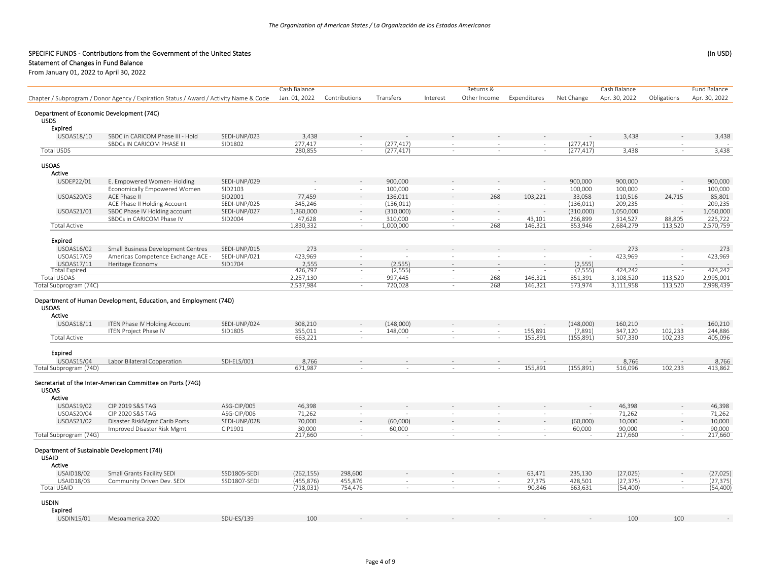*The Organization of American States / La Organización de los Estados Americanos*

**SPECIFIC FUNDS - Contributions from the Government of the United States** (in USD)
**Statement of Changes in Fund Balance**
From January 01, 2022 to April 30, 2022

| Chapter / Subprogram / Donor Agency / Expiration Status / Award / Activity Name & Code | | | Cash Balance Jan. 01, 2022 | Contributions | Transfers | Interest | Returns & Other Income | Expenditures | Net Change | Cash Balance Apr. 30, 2022 | Obligations | Fund Balance Apr. 30, 2022 |
|---|---|---|---|---|---|---|---|---|---|---|---|---|
| **Department of Economic Development (74C)** | | | | | | | | | | | | |
| USDS | | | | | | | | | | | | |
| Expired | | | | | | | | | | | | |
| USOAS18/10 | SBDC in CARICOM Phase III - Hold | SEDI-UNP/023 | 3,438 | - | - | - | - | - | - | 3,438 | - | 3,438 |
| | SBDCs IN CARICOM PHASE III | SID1802 | 277,417 | - | (277,417) | - | - | - | (277,417) | - | - | - |
| Total USDS | | | 280,855 | - | (277,417) | - | - | - | (277,417) | 3,438 | - | 3,438 |
| USOAS | | | | | | | | | | | | |
| Active | | | | | | | | | | | | |
| USDEP22/01 | E. Empowered Women- Holding | SEDI-UNP/029 | - | - | 900,000 | - | - | - | 900,000 | 900,000 | - | 900,000 |
| | Economically Empowered Women | SID2103 | - | - | 100,000 | - | - | - | 100,000 | 100,000 | - | 100,000 |
| USOAS20/03 | ACE Phase II | SID2001 | 77,459 | - | 136,011 | - | 268 | 103,221 | 33,058 | 110,516 | 24,715 | 85,801 |
| | ACE Phase II Holding Account | SEDI-UNP/025 | 345,246 | - | (136,011) | - | - | - | (136,011) | 209,235 | - | 209,235 |
| USOAS21/01 | SBDC Phase IV Holding account | SEDI-UNP/027 | 1,360,000 | - | (310,000) | - | - | - | (310,000) | 1,050,000 | - | 1,050,000 |
| | SBDCs in CARICOM Phase IV | SID2004 | 47,628 | - | 310,000 | - | - | 43,101 | 266,899 | 314,527 | 88,805 | 225,722 |
| Total Active | | | 1,830,332 | - | 1,000,000 | - | 268 | 146,321 | 853,946 | 2,684,279 | 113,520 | 2,570,759 |
| Expired | | | | | | | | | | | | |
| USOAS16/02 | Small Business Development Centres | SEDI-UNP/015 | 273 | - | - | - | - | - | - | 273 | - | 273 |
| USOAS17/09 | Americas Competence Exchange ACE - | SEDI-UNP/021 | 423,969 | - | - | - | - | - | - | 423,969 | - | 423,969 |
| USOAS17/11 | Heritage Economy | SID1704 | 2,555 | - | (2,555) | - | - | - | (2,555) | - | - | - |
| Total Expired | | | 426,797 | - | (2,555) | - | - | - | (2,555) | 424,242 | - | 424,242 |
| Total USOAS | | | 2,257,130 | - | 997,445 | - | 268 | 146,321 | 851,391 | 3,108,520 | 113,520 | 2,995,001 |
| Total Subprogram (74C) | | | 2,537,984 | - | 720,028 | - | 268 | 146,321 | 573,974 | 3,111,958 | 113,520 | 2,998,439 |
| **Department of Human Development, Education, and Employment (74D)** | | | | | | | | | | | | |
| USOAS | | | | | | | | | | | | |
| Active | | | | | | | | | | | | |
| USOAS18/11 | ITEN Phase IV Holding Account | SEDI-UNP/024 | 308,210 | - | (148,000) | - | - | - | (148,000) | 160,210 | - | 160,210 |
| | ITEN Project Phase IV | SID1805 | 355,011 | - | 148,000 | - | - | 155,891 | (7,891) | 347,120 | 102,233 | 244,886 |
| Total Active | | | 663,221 | - | - | - | - | 155,891 | (155,891) | 507,330 | 102,233 | 405,096 |
| Expired | | | | | | | | | | | | |
| USOAS15/04 | Labor Bilateral Cooperation | SDI-ELS/001 | 8,766 | - | - | - | - | - | - | 8,766 | - | 8,766 |
| Total Subprogram (74D) | | | 671,987 | - | - | - | - | 155,891 | (155,891) | 516,096 | 102,233 | 413,862 |
| **Secretariat of the Inter-American Committee on Ports (74G)** | | | | | | | | | | | | |
| USOAS | | | | | | | | | | | | |
| Active | | | | | | | | | | | | |
| USOAS19/02 | CIP 2019 S&S TAG | ASG-CIP/005 | 46,398 | - | - | - | - | - | - | 46,398 | - | 46,398 |
| USOAS20/04 | CIP 2020 S&S TAG | ASG-CIP/006 | 71,262 | - | - | - | - | - | - | 71,262 | - | 71,262 |
| USOAS21/02 | Disaster RiskMgmt Carib Ports | SEDI-UNP/028 | 70,000 | - | (60,000) | - | - | - | (60,000) | 10,000 | - | 10,000 |
| | Improved Disaster Risk Mgmt | CIP1901 | 30,000 | - | 60,000 | - | - | - | 60,000 | 90,000 | - | 90,000 |
| Total Subprogram (74G) | | | 217,660 | - | - | - | - | - | - | 217,660 | - | 217,660 |
| **Department of Sustainable Development (74I)** | | | | | | | | | | | | |
| USAID | | | | | | | | | | | | |
| Active | | | | | | | | | | | | |
| USAID18/02 | Small Grants Facility SEDI | SSD1805-SEDI | (262,155) | 298,600 | - | - | - | 63,471 | 235,130 | (27,025) | - | (27,025) |
| USAID18/03 | Community Driven Dev. SEDI | SSD1807-SEDI | (455,876) | 455,876 | - | - | - | 27,375 | 428,501 | (27,375) | - | (27,375) |
| Total USAID | | | (718,031) | 754,476 | - | - | - | 90,846 | 663,631 | (54,400) | - | (54,400) |
| USDIN | | | | | | | | | | | | |
| Expired | | | | | | | | | | | | |
| USDIN15/01 | Mesoamerica 2020 | SDU-ES/139 | 100 | - | - | - | - | - | - | 100 | 100 | - |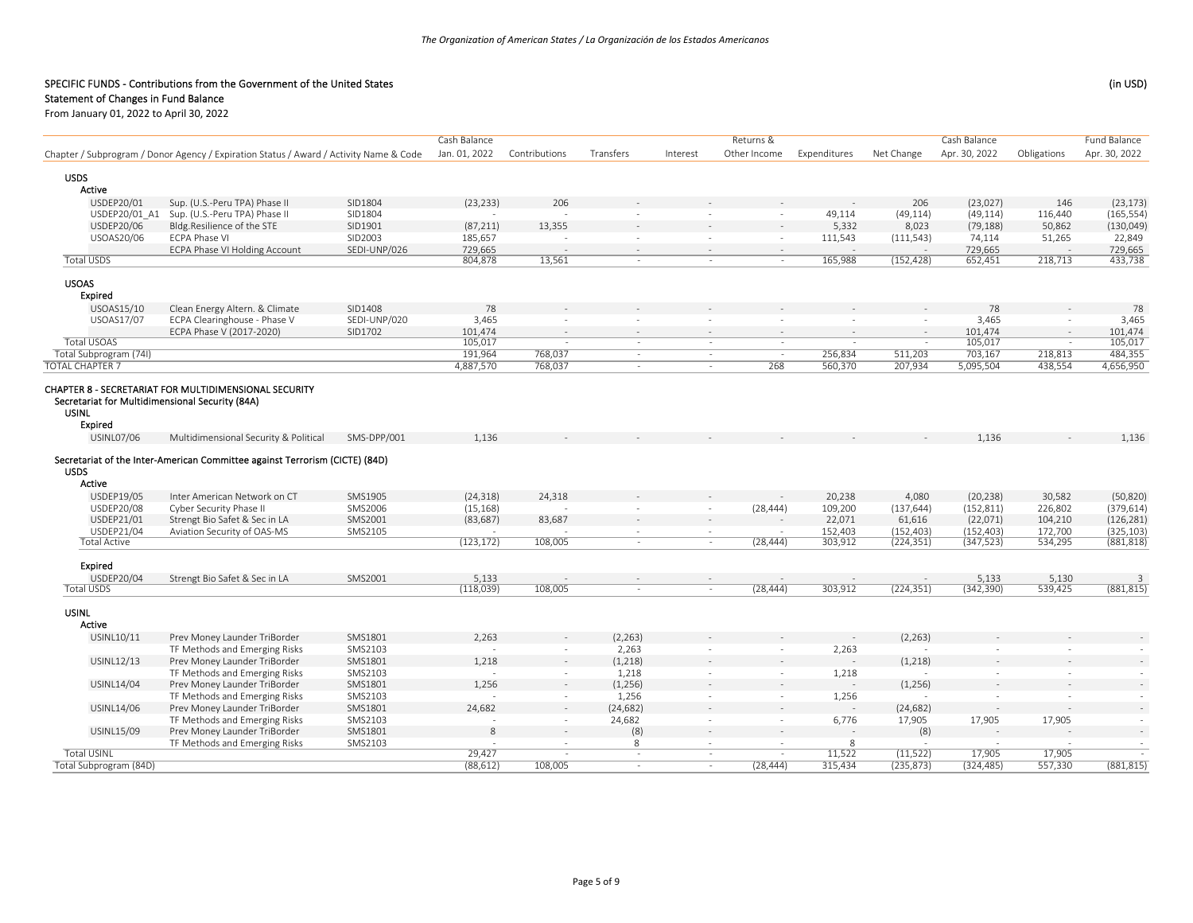## SPECIFIC FUNDS - Contributions from the Government of the United States

**Statement of Changes in Fund Balance**

From January 01, 2022 to April 30, 2022

(in USD)

| Chapter / Subprogram / Donor Agency / Expiration Status / Award / Activity Name & Code | | | Cash Balance Jan. 01, 2022 | Contributions | Transfers | Interest | Returns & Other Income | Expenditures | Net Change | Cash Balance Apr. 30, 2022 | Obligations | Fund Balance Apr. 30, 2022 |
|---|---|---|---|---|---|---|---|---|---|---|---|---|
| **USDS** | | | | | | | | | | | | |
| **Active** | | | | | | | | | | | | |
| USDEP20/01 | Sup. (U.S.-Peru TPA) Phase II | SID1804 | (23,233) | 206 | - | - | - | - | 206 | (23,027) | 146 | (23,173) |
| USDEP20/01_A1 | Sup. (U.S.-Peru TPA) Phase II | SID1804 | - | - | - | - | - | 49,114 | (49,114) | (49,114) | 116,440 | (165,554) |
| USDEP20/06 | Bldg.Resilience of the STE | SID1901 | (87,211) | 13,355 | - | - | - | 5,332 | 8,023 | (79,188) | 50,862 | (130,049) |
| USOAS20/06 | ECPA Phase VI | SID2003 | 185,657 | - | - | - | - | 111,543 | (111,543) | 74,114 | 51,265 | 22,849 |
| | ECPA Phase VI Holding Account | SEDI-UNP/026 | 729,665 | - | - | - | - | - | - | 729,665 | - | 729,665 |
| Total USDS | | | 804,878 | 13,561 | - | - | - | 165,988 | (152,428) | 652,451 | 218,713 | 433,738 |
| **USOAS** | | | | | | | | | | | | |
| **Expired** | | | | | | | | | | | | |
| USOAS15/10 | Clean Energy Altern. & Climate | SID1408 | 78 | - | - | - | - | - | - | 78 | - | 78 |
| USOAS17/07 | ECPA Clearinghouse - Phase V | SEDI-UNP/020 | 3,465 | - | - | - | - | - | - | 3,465 | - | 3,465 |
| | ECPA Phase V (2017-2020) | SID1702 | 101,474 | - | - | - | - | - | - | 101,474 | - | 101,474 |
| Total USOAS | | | 105,017 | - | - | - | - | - | - | 105,017 | - | 105,017 |
| Total Subprogram (74I) | | | 191,964 | 768,037 | - | - | - | 256,834 | 511,203 | 703,167 | 218,813 | 484,355 |
| TOTAL CHAPTER 7 | | | 4,887,570 | 768,037 | - | - | 268 | 560,370 | 207,934 | 5,095,504 | 438,554 | 4,656,950 |
| **CHAPTER 8 - SECRETARIAT FOR MULTIDIMENSIONAL SECURITY** | | | | | | | | | | | | |
| **Secretariat for Multidimensional Security (84A)** | | | | | | | | | | | | |
| **USINL** | | | | | | | | | | | | |
| **Expired** | | | | | | | | | | | | |
| USINL07/06 | Multidimensional Security & Political | SMS-DPP/001 | 1,136 | - | - | - | - | - | - | 1,136 | - | 1,136 |
| **Secretariat of the Inter-American Committee against Terrorism (CICTE) (84D)** | | | | | | | | | | | | |
| **USDS** | | | | | | | | | | | | |
| **Active** | | | | | | | | | | | | |
| USDEP19/05 | Inter American Network on CT | SMS1905 | (24,318) | 24,318 | - | - | - | 20,238 | 4,080 | (20,238) | 30,582 | (50,820) |
| USDEP20/08 | Cyber Security Phase II | SMS2006 | (15,168) | - | - | - | (28,444) | 109,200 | (137,644) | (152,811) | 226,802 | (379,614) |
| USDEP21/01 | Strengt Bio Safet & Sec in LA | SMS2001 | (83,687) | 83,687 | - | - | - | 22,071 | 61,616 | (22,071) | 104,210 | (126,281) |
| USDEP21/04 | Aviation Security of OAS-MS | SMS2105 | - | - | - | - | - | 152,403 | (152,403) | (152,403) | 172,700 | (325,103) |
| Total Active | | | (123,172) | 108,005 | - | - | (28,444) | 303,912 | (224,351) | (347,523) | 534,295 | (881,818) |
| **Expired** | | | | | | | | | | | | |
| USDEP20/04 | Strengt Bio Safet & Sec in LA | SMS2001 | 5,133 | - | - | - | - | - | - | 5,133 | 5,130 | 3 |
| Total USDS | | | (118,039) | 108,005 | - | - | (28,444) | 303,912 | (224,351) | (342,390) | 539,425 | (881,815) |
| **USINL** | | | | | | | | | | | | |
| **Active** | | | | | | | | | | | | |
| USINL10/11 | Prev Money Launder TriBorder | SMS1801 | 2,263 | - | (2,263) | - | - | - | (2,263) | - | - | - |
| | TF Methods and Emerging Risks | SMS2103 | - | - | 2,263 | - | - | 2,263 | - | - | - | - |
| USINL12/13 | Prev Money Launder TriBorder | SMS1801 | 1,218 | - | (1,218) | - | - | - | (1,218) | - | - | - |
| | TF Methods and Emerging Risks | SMS2103 | - | - | 1,218 | - | - | 1,218 | - | - | - | - |
| USINL14/04 | Prev Money Launder TriBorder | SMS1801 | 1,256 | - | (1,256) | - | - | - | (1,256) | - | - | - |
| | TF Methods and Emerging Risks | SMS2103 | - | - | 1,256 | - | - | 1,256 | - | - | - | - |
| USINL14/06 | Prev Money Launder TriBorder | SMS1801 | 24,682 | - | (24,682) | - | - | - | (24,682) | - | - | - |
| | TF Methods and Emerging Risks | SMS2103 | - | - | 24,682 | - | - | 6,776 | 17,905 | 17,905 | 17,905 | - |
| USINL15/09 | Prev Money Launder TriBorder | SMS1801 | 8 | - | (8) | - | - | - | (8) | - | - | - |
| | TF Methods and Emerging Risks | SMS2103 | - | - | 8 | - | - | 8 | - | - | - | - |
| Total USINL | | | 29,427 | - | - | - | - | 11,522 | (11,522) | 17,905 | 17,905 | - |
| Total Subprogram (84D) | | | (88,612) | 108,005 | - | - | (28,444) | 315,434 | (235,873) | (324,485) | 557,330 | (881,815) |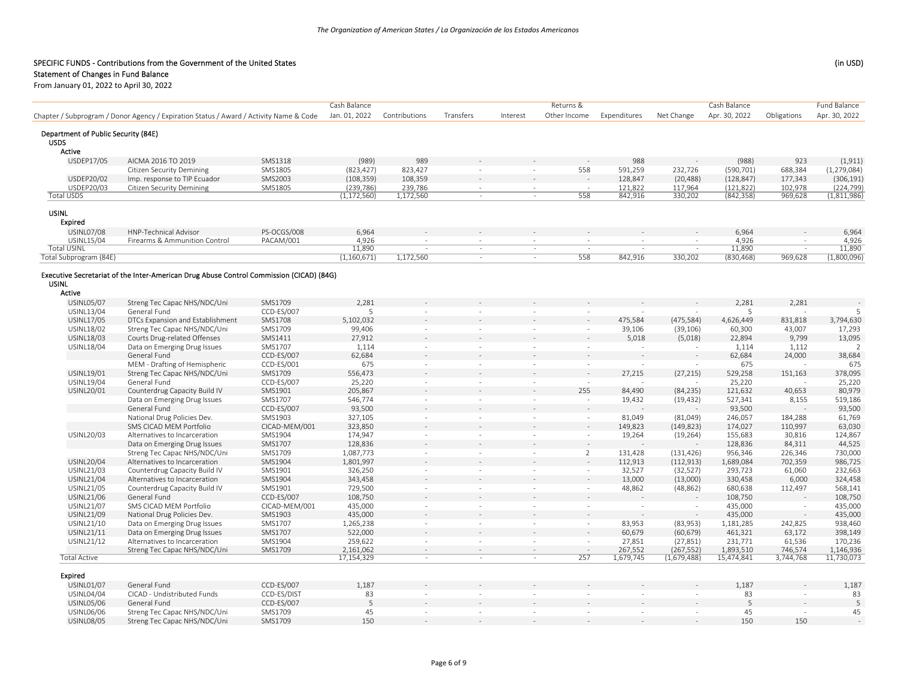## SPECIFIC FUNDS - Contributions from the Government of the United States

(in USD)

### Statement of Changes in Fund Balance

From January 01, 2022 to April 30, 2022

| Chapter / Subprogram / Donor Agency / Expiration Status / Award / Activity Name & Code | | | Cash Balance Jan. 01, 2022 | Contributions | Transfers | Interest | Returns & Other Income | Expenditures | Net Change | Cash Balance Apr. 30, 2022 | Obligations | Fund Balance Apr. 30, 2022 |
|---|---|---|---|---|---|---|---|---|---|---|---|---|
| **Department of Public Security (84E)** | | | | | | | | | | | | |
| **USDS** | | | | | | | | | | | | |
| **Active** | | | | | | | | | | | | |
| USDEP17/05 | AICMA 2016 TO 2019 | SMS1318 | (989) | 989 | - | - | - | 988 | - | (988) | 923 | (1,911) |
| | Citizen Security Demining | SMS1805 | (823,427) | 823,427 | - | - | 558 | 591,259 | 232,726 | (590,701) | 688,384 | (1,279,084) |
| USDEP20/02 | Imp. response to TIP Ecuador | SMS2003 | (108,359) | 108,359 | - | - | - | 128,847 | (20,488) | (128,847) | 177,343 | (306,191) |
| USDEP20/03 | Citizen Security Demining | SMS1805 | (239,786) | 239,786 | - | - | - | 121,822 | 117,964 | (121,822) | 102,978 | (224,799) |
| Total USDS | | | (1,172,560) | 1,172,560 | - | - | 558 | 842,916 | 330,202 | (842,358) | 969,628 | (1,811,986) |
| **USINL** | | | | | | | | | | | | |
| **Expired** | | | | | | | | | | | | |
| USINL07/08 | HNP-Technical Advisor | PS-OCGS/008 | 6,964 | - | - | - | - | - | - | 6,964 | - | 6,964 |
| USINL15/04 | Firearms & Ammunition Control | PACAM/001 | 4,926 | - | - | - | - | - | - | 4,926 | - | 4,926 |
| Total USINL | | | 11,890 | - | - | - | - | - | - | 11,890 | - | 11,890 |
| Total Subprogram (84E) | | | (1,160,671) | 1,172,560 | - | - | 558 | 842,916 | 330,202 | (830,468) | 969,628 | (1,800,096) |
| **Executive Secretariat of the Inter-American Drug Abuse Control Commission (CICAD) (84G)** | | | | | | | | | | | | |
| **USINL** | | | | | | | | | | | | |
| **Active** | | | | | | | | | | | | |
| USINL05/07 | Streng Tec Capac NHS/NDC/Uni | SMS1709 | 2,281 | - | - | - | - | - | - | 2,281 | 2,281 | - |
| USINL13/04 | General Fund | CCD-ES/007 | 5 | - | - | - | - | - | - | 5 | - | 5 |
| USINL17/05 | DTCs Expansion and Establishment | SMS1708 | 5,102,032 | - | - | - | - | 475,584 | (475,584) | 4,626,449 | 831,818 | 3,794,630 |
| USINL18/02 | Streng Tec Capac NHS/NDC/Uni | SMS1709 | 99,406 | - | - | - | - | 39,106 | (39,106) | 60,300 | 43,007 | 17,293 |
| USINL18/03 | Courts Drug-related Offenses | SMS1411 | 27,912 | - | - | - | - | 5,018 | (5,018) | 22,894 | 9,799 | 13,095 |
| USINL18/04 | Data on Emerging Drug Issues | SMS1707 | 1,114 | - | - | - | - | - | - | 1,114 | 1,112 | 2 |
| | General Fund | CCD-ES/007 | 62,684 | - | - | - | - | - | - | 62,684 | 24,000 | 38,684 |
| | MEM - Drafting of Hemispheric | CCD-ES/001 | 675 | - | - | - | - | - | - | 675 | - | 675 |
| USINL19/01 | Streng Tec Capac NHS/NDC/Uni | SMS1709 | 556,473 | - | - | - | - | 27,215 | (27,215) | 529,258 | 151,163 | 378,095 |
| USINL19/04 | General Fund | CCD-ES/007 | 25,220 | - | - | - | - | - | - | 25,220 | - | 25,220 |
| USINL20/01 | Counterdrug Capacity Build IV | SMS1901 | 205,867 | - | - | - | 255 | 84,490 | (84,235) | 121,632 | 40,653 | 80,979 |
| | Data on Emerging Drug Issues | SMS1707 | 546,774 | - | - | - | - | 19,432 | (19,432) | 527,341 | 8,155 | 519,186 |
| | General Fund | CCD-ES/007 | 93,500 | - | - | - | - | - | - | 93,500 | - | 93,500 |
| | National Drug Policies Dev. | SMS1903 | 327,105 | - | - | - | - | 81,049 | (81,049) | 246,057 | 184,288 | 61,769 |
| | SMS CICAD MEM Portfolio | CICAD-MEM/001 | 323,850 | - | - | - | - | 149,823 | (149,823) | 174,027 | 110,997 | 63,030 |
| USINL20/03 | Alternatives to Incarceration | SMS1904 | 174,947 | - | - | - | - | 19,264 | (19,264) | 155,683 | 30,816 | 124,867 |
| | Data on Emerging Drug Issues | SMS1707 | 128,836 | - | - | - | - | - | - | 128,836 | 84,311 | 44,525 |
| | Streng Tec Capac NHS/NDC/Uni | SMS1709 | 1,087,773 | - | - | - | 2 | 131,428 | (131,426) | 956,346 | 226,346 | 730,000 |
| USINL20/04 | Alternatives to Incarceration | SMS1904 | 1,801,997 | - | - | - | - | 112,913 | (112,913) | 1,689,084 | 702,359 | 986,725 |
| USINL21/03 | Counterdrug Capacity Build IV | SMS1901 | 326,250 | - | - | - | - | 32,527 | (32,527) | 293,723 | 61,060 | 232,663 |
| USINL21/04 | Alternatives to Incarceration | SMS1904 | 343,458 | - | - | - | - | 13,000 | (13,000) | 330,458 | 6,000 | 324,458 |
| USINL21/05 | Counterdrug Capacity Build IV | SMS1901 | 729,500 | - | - | - | - | 48,862 | (48,862) | 680,638 | 112,497 | 568,141 |
| USINL21/06 | General Fund | CCD-ES/007 | 108,750 | - | - | - | - | - | - | 108,750 | - | 108,750 |
| USINL21/07 | SMS CICAD MEM Portfolio | CICAD-MEM/001 | 435,000 | - | - | - | - | - | - | 435,000 | - | 435,000 |
| USINL21/09 | National Drug Policies Dev. | SMS1903 | 435,000 | - | - | - | - | - | - | 435,000 | - | 435,000 |
| USINL21/10 | Data on Emerging Drug Issues | SMS1707 | 1,265,238 | - | - | - | - | 83,953 | (83,953) | 1,181,285 | 242,825 | 938,460 |
| USINL21/11 | Data on Emerging Drug Issues | SMS1707 | 522,000 | - | - | - | - | 60,679 | (60,679) | 461,321 | 63,172 | 398,149 |
| USINL21/12 | Alternatives to Incarceration | SMS1904 | 259,622 | - | - | - | - | 27,851 | (27,851) | 231,771 | 61,536 | 170,236 |
| | Streng Tec Capac NHS/NDC/Uni | SMS1709 | 2,161,062 | - | - | - | - | 267,552 | (267,552) | 1,893,510 | 746,574 | 1,146,936 |
| Total Active | | | 17,154,329 | - | - | - | 257 | 1,679,745 | (1,679,488) | 15,474,841 | 3,744,768 | 11,730,073 |
| **Expired** | | | | | | | | | | | | |
| USINL01/07 | General Fund | CCD-ES/007 | 1,187 | - | - | - | - | - | - | 1,187 | - | 1,187 |
| USINL04/04 | CICAD - Undistributed Funds | CCD-ES/DIST | 83 | - | - | - | - | - | - | 83 | - | 83 |
| USINL05/06 | General Fund | CCD-ES/007 | 5 | - | - | - | - | - | - | 5 | - | 5 |
| USINL06/06 | Streng Tec Capac NHS/NDC/Uni | SMS1709 | 45 | - | - | - | - | - | - | 45 | - | 45 |
| USINL08/05 | Streng Tec Capac NHS/NDC/Uni | SMS1709 | 150 | - | - | - | - | - | - | 150 | 150 | - |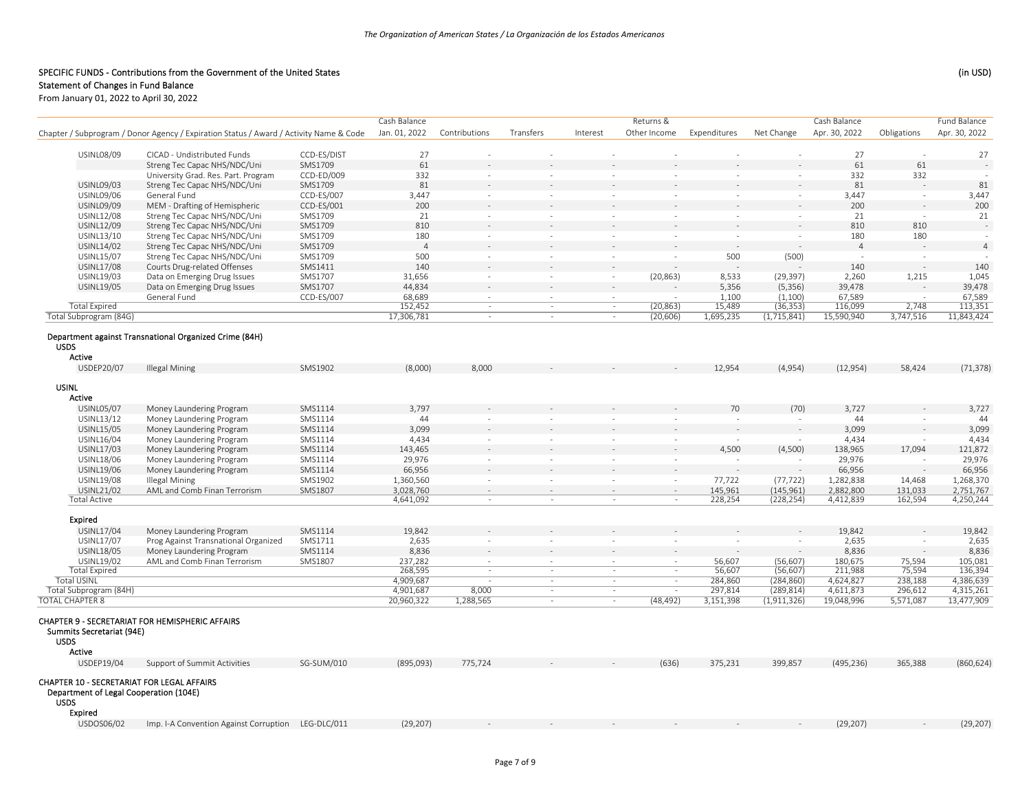## SPECIFIC FUNDS - Contributions from the Government of the United States

(in USD)

### Statement of Changes in Fund Balance

From January 01, 2022 to April 30, 2022

| Chapter / Subprogram / Donor Agency / Expiration Status / Award / Activity Name & Code | | | Cash Balance Jan. 01, 2022 | Contributions | Transfers | Interest | Returns & Other Income | Expenditures | Net Change | Cash Balance Apr. 30, 2022 | Obligations | Fund Balance Apr. 30, 2022 |
|---|---|---|---|---|---|---|---|---|---|---|---|---|
| USINL08/09 | CICAD - Undistributed Funds | CCD-ES/DIST | 27 | - | - | - | - | - | - | 27 | - | 27 |
| | Streng Tec Capac NHS/NDC/Uni | SMS1709 | 61 | - | - | - | - | - | - | 61 | 61 | - |
| | University Grad. Res. Part. Program | CCD-ED/009 | 332 | - | - | - | - | - | - | 332 | 332 | - |
| USINL09/03 | Streng Tec Capac NHS/NDC/Uni | SMS1709 | 81 | - | - | - | - | - | - | 81 | - | 81 |
| USINL09/06 | General Fund | CCD-ES/007 | 3,447 | - | - | - | - | - | - | 3,447 | - | 3,447 |
| USINL09/09 | MEM - Drafting of Hemispheric | CCD-ES/001 | 200 | - | - | - | - | - | - | 200 | - | 200 |
| USINL12/08 | Streng Tec Capac NHS/NDC/Uni | SMS1709 | 21 | - | - | - | - | - | - | 21 | - | 21 |
| USINL12/09 | Streng Tec Capac NHS/NDC/Uni | SMS1709 | 810 | - | - | - | - | - | - | 810 | 810 | - |
| USINL13/10 | Streng Tec Capac NHS/NDC/Uni | SMS1709 | 180 | - | - | - | - | - | - | 180 | 180 | - |
| USINL14/02 | Streng Tec Capac NHS/NDC/Uni | SMS1709 | 4 | - | - | - | - | - | - | 4 | - | 4 |
| USINL15/07 | Streng Tec Capac NHS/NDC/Uni | SMS1709 | 500 | - | - | - | - | 500 | (500) | - | - | - |
| USINL17/08 | Courts Drug-related Offenses | SMS1411 | 140 | - | - | - | - | - | - | 140 | - | 140 |
| USINL19/03 | Data on Emerging Drug Issues | SMS1707 | 31,656 | - | - | - | (20,863) | 8,533 | (29,397) | 2,260 | 1,215 | 1,045 |
| USINL19/05 | Data on Emerging Drug Issues | SMS1707 | 44,834 | - | - | - | - | 5,356 | (5,356) | 39,478 | - | 39,478 |
| | General Fund | CCD-ES/007 | 68,689 | - | - | - | - | 1,100 | (1,100) | 67,589 | - | 67,589 |
| Total Expired | | | 152,452 | - | - | - | (20,863) | 15,489 | (36,353) | 116,099 | 2,748 | 113,351 |
| Total Subprogram (84G) | | | 17,306,781 | - | - | - | (20,606) | 1,695,235 | (1,715,841) | 15,590,940 | 3,747,516 | 11,843,424 |
| **Department against Transnational Organized Crime (84H)** | | | | | | | | | | | | |
| **USDS** | | | | | | | | | | | | |
| **Active** | | | | | | | | | | | | |
| USDEP20/07 | Illegal Mining | SMS1902 | (8,000) | 8,000 | - | - | - | 12,954 | (4,954) | (12,954) | 58,424 | (71,378) |
| **USINL** | | | | | | | | | | | | |
| **Active** | | | | | | | | | | | | |
| USINL05/07 | Money Laundering Program | SMS1114 | 3,797 | - | - | - | - | 70 | (70) | 3,727 | - | 3,727 |
| USINL13/12 | Money Laundering Program | SMS1114 | 44 | - | - | - | - | - | - | 44 | - | 44 |
| USINL15/05 | Money Laundering Program | SMS1114 | 3,099 | - | - | - | - | - | - | 3,099 | - | 3,099 |
| USINL16/04 | Money Laundering Program | SMS1114 | 4,434 | - | - | - | - | - | - | 4,434 | - | 4,434 |
| USINL17/03 | Money Laundering Program | SMS1114 | 143,465 | - | - | - | - | 4,500 | (4,500) | 138,965 | 17,094 | 121,872 |
| USINL18/06 | Money Laundering Program | SMS1114 | 29,976 | - | - | - | - | - | - | 29,976 | - | 29,976 |
| USINL19/06 | Money Laundering Program | SMS1114 | 66,956 | - | - | - | - | - | - | 66,956 | - | 66,956 |
| USINL19/08 | Illegal Mining | SMS1902 | 1,360,560 | - | - | - | - | 77,722 | (77,722) | 1,282,838 | 14,468 | 1,268,370 |
| USINL21/02 | AML and Comb Finan Terrorism | SMS1807 | 3,028,760 | - | - | - | - | 145,961 | (145,961) | 2,882,800 | 131,033 | 2,751,767 |
| Total Active | | | 4,641,092 | - | - | - | - | 228,254 | (228,254) | 4,412,839 | 162,594 | 4,250,244 |
| **Expired** | | | | | | | | | | | | |
| USINL17/04 | Money Laundering Program | SMS1114 | 19,842 | - | - | - | - | - | - | 19,842 | - | 19,842 |
| USINL17/07 | Prog Against Transnational Organized | SMS1711 | 2,635 | - | - | - | - | - | - | 2,635 | - | 2,635 |
| USINL18/05 | Money Laundering Program | SMS1114 | 8,836 | - | - | - | - | - | - | 8,836 | - | 8,836 |
| USINL19/02 | AML and Comb Finan Terrorism | SMS1807 | 237,282 | - | - | - | - | 56,607 | (56,607) | 180,675 | 75,594 | 105,081 |
| Total Expired | | | 268,595 | - | - | - | - | 56,607 | (56,607) | 211,988 | 75,594 | 136,394 |
| Total USINL | | | 4,909,687 | - | - | - | - | 284,860 | (284,860) | 4,624,827 | 238,188 | 4,386,639 |
| Total Subprogram (84H) | | | 4,901,687 | 8,000 | - | - | - | 297,814 | (289,814) | 4,611,873 | 296,612 | 4,315,261 |
| TOTAL CHAPTER 8 | | | 20,960,322 | 1,288,565 | - | - | (48,492) | 3,151,398 | (1,911,326) | 19,048,996 | 5,571,087 | 13,477,909 |
| **CHAPTER 9 - SECRETARIAT FOR HEMISPHERIC AFFAIRS** | | | | | | | | | | | | |
| **Summits Secretariat (94E)** | | | | | | | | | | | | |
| **USDS** | | | | | | | | | | | | |
| **Active** | | | | | | | | | | | | |
| USDEP19/04 | Support of Summit Activities | SG-SUM/010 | (895,093) | 775,724 | - | - | (636) | 375,231 | 399,857 | (495,236) | 365,388 | (860,624) |
| **CHAPTER 10 - SECRETARIAT FOR LEGAL AFFAIRS** | | | | | | | | | | | | |
| **Department of Legal Cooperation (104E)** | | | | | | | | | | | | |
| **USDS** | | | | | | | | | | | | |
| **Expired** | | | | | | | | | | | | |
| USDOS06/02 | Imp. I-A Convention Against Corruption | LEG-DLC/011 | (29,207) | - | - | - | - | - | - | (29,207) | - | (29,207) |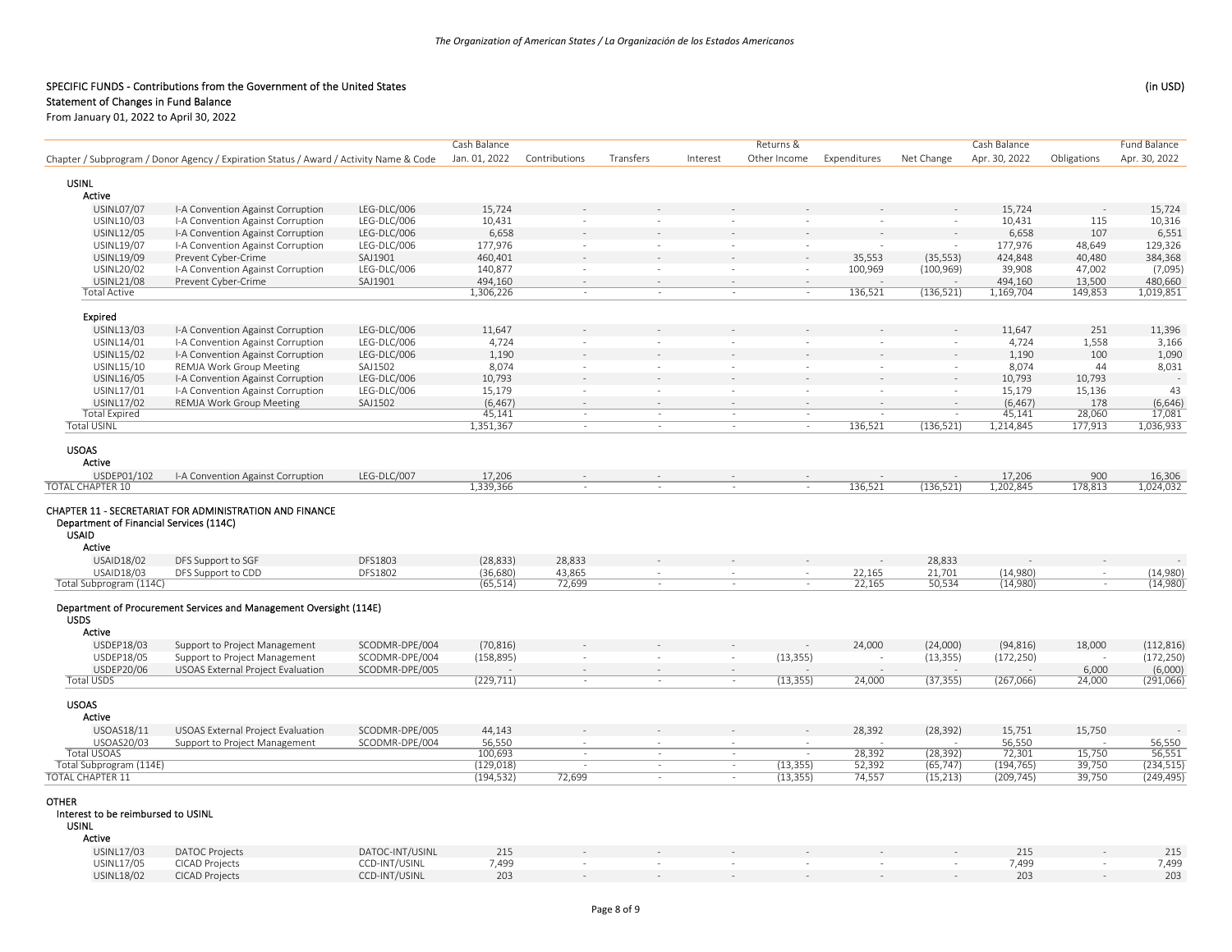## SPECIFIC FUNDS - Contributions from the Government of the United States

(in USD)

### Statement of Changes in Fund Balance

From January 01, 2022 to April 30, 2022

| Chapter / Subprogram / Donor Agency / Expiration Status / Award / Activity Name & Code | | | Cash Balance Jan. 01, 2022 | Contributions | Transfers | Interest | Returns & Other Income | Expenditures | Net Change | Cash Balance Apr. 30, 2022 | Obligations | Fund Balance Apr. 30, 2022 |
|---|---|---|---|---|---|---|---|---|---|---|---|---|
| **USINL** | | | | | | | | | | | | |
| **Active** | | | | | | | | | | | | |
| USINL07/07 | I-A Convention Against Corruption | LEG-DLC/006 | 15,724 | - | - | - | - | - | - | 15,724 | - | 15,724 |
| USINL10/03 | I-A Convention Against Corruption | LEG-DLC/006 | 10,431 | - | - | - | - | - | - | 10,431 | 115 | 10,316 |
| USINL12/05 | I-A Convention Against Corruption | LEG-DLC/006 | 6,658 | - | - | - | - | - | - | 6,658 | 107 | 6,551 |
| USINL19/07 | I-A Convention Against Corruption | LEG-DLC/006 | 177,976 | - | - | - | - | - | - | 177,976 | 48,649 | 129,326 |
| USINL19/09 | Prevent Cyber-Crime | SAJ1901 | 460,401 | - | - | - | - | 35,553 | (35,553) | 424,848 | 40,480 | 384,368 |
| USINL20/02 | I-A Convention Against Corruption | LEG-DLC/006 | 140,877 | - | - | - | - | 100,969 | (100,969) | 39,908 | 47,002 | (7,095) |
| USINL21/08 | Prevent Cyber-Crime | SAJ1901 | 494,160 | - | - | - | - | - | - | 494,160 | 13,500 | 480,660 |
| Total Active | | | 1,306,226 | - | - | - | - | 136,521 | (136,521) | 1,169,704 | 149,853 | 1,019,851 |
| **Expired** | | | | | | | | | | | | |
| USINL13/03 | I-A Convention Against Corruption | LEG-DLC/006 | 11,647 | - | - | - | - | - | - | 11,647 | 251 | 11,396 |
| USINL14/01 | I-A Convention Against Corruption | LEG-DLC/006 | 4,724 | - | - | - | - | - | - | 4,724 | 1,558 | 3,166 |
| USINL15/02 | I-A Convention Against Corruption | LEG-DLC/006 | 1,190 | - | - | - | - | - | - | 1,190 | 100 | 1,090 |
| USINL15/10 | REMJA Work Group Meeting | SAJ1502 | 8,074 | - | - | - | - | - | - | 8,074 | 44 | 8,031 |
| USINL16/05 | I-A Convention Against Corruption | LEG-DLC/006 | 10,793 | - | - | - | - | - | - | 10,793 | 10,793 | - |
| USINL17/01 | I-A Convention Against Corruption | LEG-DLC/006 | 15,179 | - | - | - | - | - | - | 15,179 | 15,136 | 43 |
| USINL17/02 | REMJA Work Group Meeting | SAJ1502 | (6,467) | - | - | - | - | - | - | (6,467) | 178 | (6,646) |
| Total Expired | | | 45,141 | - | - | - | - | - | - | 45,141 | 28,060 | 17,081 |
| Total USINL | | | 1,351,367 | - | - | - | - | 136,521 | (136,521) | 1,214,845 | 177,913 | 1,036,933 |
| **USOAS** | | | | | | | | | | | | |
| **Active** | | | | | | | | | | | | |
| USDEP01/102 | I-A Convention Against Corruption | LEG-DLC/007 | 17,206 | - | - | - | - | - | - | 17,206 | 900 | 16,306 |
| TOTAL CHAPTER 10 | | | 1,339,366 | - | - | - | - | 136,521 | (136,521) | 1,202,845 | 178,813 | 1,024,032 |
| **CHAPTER 11 - SECRETARIAT FOR ADMINISTRATION AND FINANCE** | | | | | | | | | | | | |
| **Department of Financial Services (114C)** | | | | | | | | | | | | |
| **USAID** | | | | | | | | | | | | |
| **Active** | | | | | | | | | | | | |
| USAID18/02 | DFS Support to SGF | DFS1803 | (28,833) | 28,833 | - | - | - | - | 28,833 | - | - | - |
| USAID18/03 | DFS Support to CDD | DFS1802 | (36,680) | 43,865 | - | - | - | 22,165 | 21,701 | (14,980) | - | (14,980) |
| Total Subprogram (114C) | | | (65,514) | 72,699 | - | - | - | 22,165 | 50,534 | (14,980) | - | (14,980) |
| **Department of Procurement Services and Management Oversight (114E)** | | | | | | | | | | | | |
| **USDS** | | | | | | | | | | | | |
| **Active** | | | | | | | | | | | | |
| USDEP18/03 | Support to Project Management | SCODMR-DPE/004 | (70,816) | - | - | - | - | 24,000 | (24,000) | (94,816) | 18,000 | (112,816) |
| USDEP18/05 | Support to Project Management | SCODMR-DPE/004 | (158,895) | - | - | - | (13,355) | - | (13,355) | (172,250) | - | (172,250) |
| USDEP20/06 | USOAS External Project Evaluation | SCODMR-DPE/005 | - | - | - | - | - | - | - | - | 6,000 | (6,000) |
| Total USDS | | | (229,711) | - | - | - | (13,355) | 24,000 | (37,355) | (267,066) | 24,000 | (291,066) |
| **USOAS** | | | | | | | | | | | | |
| **Active** | | | | | | | | | | | | |
| USOAS18/11 | USOAS External Project Evaluation | SCODMR-DPE/005 | 44,143 | - | - | - | - | 28,392 | (28,392) | 15,751 | 15,750 | - |
| USOAS20/03 | Support to Project Management | SCODMR-DPE/004 | 56,550 | - | - | - | - | - | - | 56,550 | - | 56,550 |
| Total USOAS | | | 100,693 | - | - | - | - | 28,392 | (28,392) | 72,301 | 15,750 | 56,551 |
| Total Subprogram (114E) | | | (129,018) | - | - | - | (13,355) | 52,392 | (65,747) | (194,765) | 39,750 | (234,515) |
| TOTAL CHAPTER 11 | | | (194,532) | 72,699 | - | - | (13,355) | 74,557 | (15,213) | (209,745) | 39,750 | (249,495) |
| **OTHER** | | | | | | | | | | | | |
| **Interest to be reimbursed to USINL** | | | | | | | | | | | | |
| **USINL** | | | | | | | | | | | | |
| **Active** | | | | | | | | | | | | |
| USINL17/03 | DATOC Projects | DATOC-INT/USINL | 215 | - | - | - | - | - | - | 215 | - | 215 |
| USINL17/05 | CICAD Projects | CCD-INT/USINL | 7,499 | - | - | - | - | - | - | 7,499 | - | 7,499 |
| USINL18/02 | CICAD Projects | CCD-INT/USINL | 203 | - | - | - | - | - | - | 203 | - | 203 |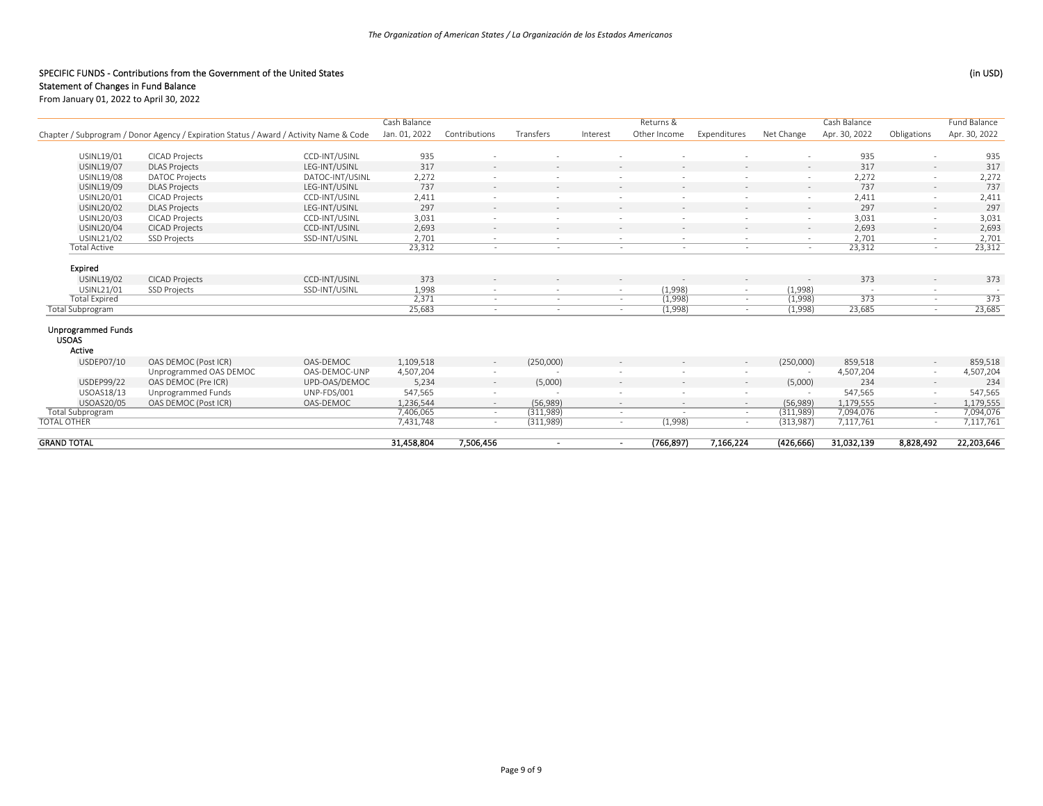SPECIFIC FUNDS - Contributions from the Government of the United States (in USD)
Statement of Changes in Fund Balance
From January 01, 2022 to April 30, 2022

| Chapter / Subprogram / Donor Agency / Expiration Status / Award / Activity Name & Code | | | Cash Balance Jan. 01, 2022 | Contributions | Transfers | Interest | Returns & Other Income | Expenditures | Net Change | Cash Balance Apr. 30, 2022 | Obligations | Fund Balance Apr. 30, 2022 |
|---|---|---|---|---|---|---|---|---|---|---|---|---|
| USINL19/01 | CICAD Projects | CCD-INT/USINL | 935 | - | - | - | - | - | - | 935 | - | 935 |
| USINL19/07 | DLAS Projects | LEG-INT/USINL | 317 | - | - | - | - | - | - | 317 | - | 317 |
| USINL19/08 | DATOC Projects | DATOC-INT/USINL | 2,272 | - | - | - | - | - | - | 2,272 | - | 2,272 |
| USINL19/09 | DLAS Projects | LEG-INT/USINL | 737 | - | - | - | - | - | - | 737 | - | 737 |
| USINL20/01 | CICAD Projects | CCD-INT/USINL | 2,411 | - | - | - | - | - | - | 2,411 | - | 2,411 |
| USINL20/02 | DLAS Projects | LEG-INT/USINL | 297 | - | - | - | - | - | - | 297 | - | 297 |
| USINL20/03 | CICAD Projects | CCD-INT/USINL | 3,031 | - | - | - | - | - | - | 3,031 | - | 3,031 |
| USINL20/04 | CICAD Projects | CCD-INT/USINL | 2,693 | - | - | - | - | - | - | 2,693 | - | 2,693 |
| USINL21/02 | SSD Projects | SSD-INT/USINL | 2,701 | - | - | - | - | - | - | 2,701 | - | 2,701 |
| Total Active | | | 23,312 | - | - | - | - | - | - | 23,312 | - | 23,312 |
| Expired | | | | | | | | | | | | |
| USINL19/02 | CICAD Projects | CCD-INT/USINL | 373 | - | - | - | - | - | - | 373 | - | 373 |
| USINL21/01 | SSD Projects | SSD-INT/USINL | 1,998 | - | - | - | (1,998) | - | (1,998) | - | - | - |
| Total Expired | | | 2,371 | - | - | - | (1,998) | - | (1,998) | 373 | - | 373 |
| Total Subprogram | | | 25,683 | - | - | - | (1,998) | - | (1,998) | 23,685 | - | 23,685 |
| Unprogrammed Funds | | | | | | | | | | | | |
| USOAS | | | | | | | | | | | | |
| Active | | | | | | | | | | | | |
| USDEP07/10 | OAS DEMOC (Post ICR) | OAS-DEMOC | 1,109,518 | - | (250,000) | - | - | - | (250,000) | 859,518 | - | 859,518 |
| | Unprogrammed OAS DEMOC | OAS-DEMOC-UNP | 4,507,204 | - | - | - | - | - | - | 4,507,204 | - | 4,507,204 |
| USDEP99/22 | OAS DEMOC (Pre ICR) | UPD-OAS/DEMOC | 5,234 | - | (5,000) | - | - | - | (5,000) | 234 | - | 234 |
| USOAS18/13 | Unprogrammed Funds | UNP-FDS/001 | 547,565 | - | - | - | - | - | - | 547,565 | - | 547,565 |
| USOAS20/05 | OAS DEMOC (Post ICR) | OAS-DEMOC | 1,236,544 | - | (56,989) | - | - | - | (56,989) | 1,179,555 | - | 1,179,555 |
| Total Subprogram | | | 7,406,065 | - | (311,989) | - | - | - | (311,989) | 7,094,076 | - | 7,094,076 |
| TOTAL OTHER | | | 7,431,748 | - | (311,989) | - | (1,998) | - | (313,987) | 7,117,761 | - | 7,117,761 |
| **GRAND TOTAL** | | | **31,458,804** | **7,506,456** | **-** | **-** | **(766,897)** | **7,166,224** | **(426,666)** | **31,032,139** | **8,828,492** | **22,203,646** |